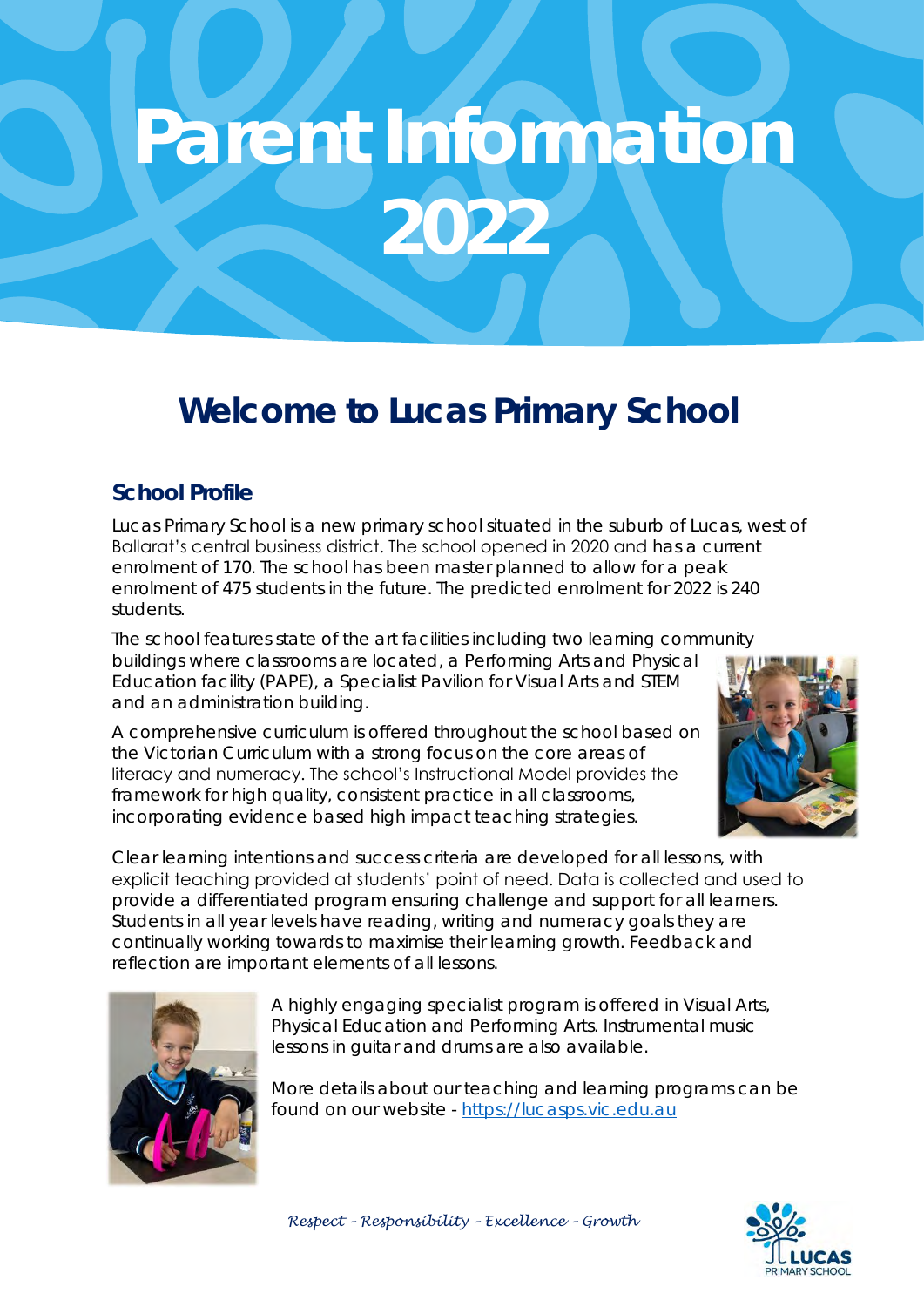# Parent Information 2022

## Welcome to Lucas Primary School

### School Profile

Lucas Primary School is a new primary school situated in the suburb of Lucas, west of Ballarat's central business district. The school opened in 2020 and has a current enrolment of 170. The school has been master planned to allow for a peak enrolment of 475 students in the future. The predicted enrolment for 2022 is 240 students.

The school features state of the art facilities including two learning community buildings where classrooms are located, a Performing Arts and Physical Education facility (PAPE), a Specialist Pavilion for Visual Arts and STEM and an administration building.

A comprehensive curriculum is offered throughout the school based on the Victorian Curriculum with a strong focus on the core areas of literacy and numeracy. The school's Instructional Model provides the framework for high quality, consistent practice in all classrooms, incorporating evidence based high impact teaching strategies.

Clear learning intentions and success criteria are developed for all lessons, with explicit teaching provided at students' point of need. Data is collected and used to provide a differentiated program ensuring challenge and support for all learners. Students in all year levels have reading, writing and numeracy goals they are continually working towards to maximise their learning growth. Feedback and reflection are important elements of all lessons.

A highly engaging specialist program is offered in Visual Arts, Physical Education and Performing Arts. Instrumental music lessons in guitar and drums are also available.

More details about our teaching and learning programs can be found on our website - https://lucasps.vic.edu.au

*Respect - Responsibility - Excellence - Growth*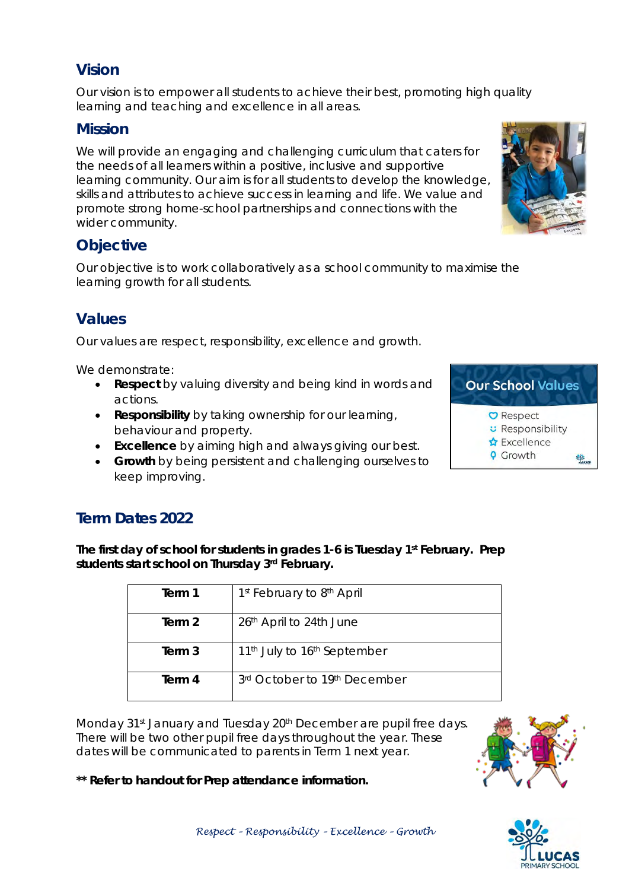## Vision

Our vision is to empower all students to achieve their best, promoting high quality learning and teaching and excellence in all areas.

## Mission

We will provide an engaging and challenging curriculum that caters for the needs of all learners within a positive, inclusive and supportive learning community. Our aim is for all students to develop the knowledge, skills and attributes to achieve success in learning and life. We value and promote strong home-school partnerships and connections with the wider community.

## Objective

Our objective is to work collaboratively as a school community to maximise the learning growth for all students.

## Values

Our values are respect, responsibility, excellence and growth.

We demonstrate:

- **Respect** by valuing diversity and being kind in words and actions.
- **Responsibility** by taking ownership for our learning, behaviour and property.
- **Excellence** by aiming high and always giving our best.
- **Growth** by being persistent and challenging ourselves to keep improving.

## Term Dates 2022

**The first day of school for students in grades 1-6 is Tuesday 1st February. Prep students start school on Thursday 3rd February.**

| | |
|---|---|
| **Term 1** | 1st February to 8th April |
| **Term 2** | 26th April to 24th June |
| **Term 3** | 11th July to 16th September |
| **Term 4** | 3rd October to 19th December |

Monday 31st January and Tuesday 20th December are pupil free days. There will be two other pupil free days throughout the year. These dates will be communicated to parents in Term 1 next year.

**\*\* Refer to handout for Prep attendance information.**

*Respect - Responsibility - Excellence - Growth*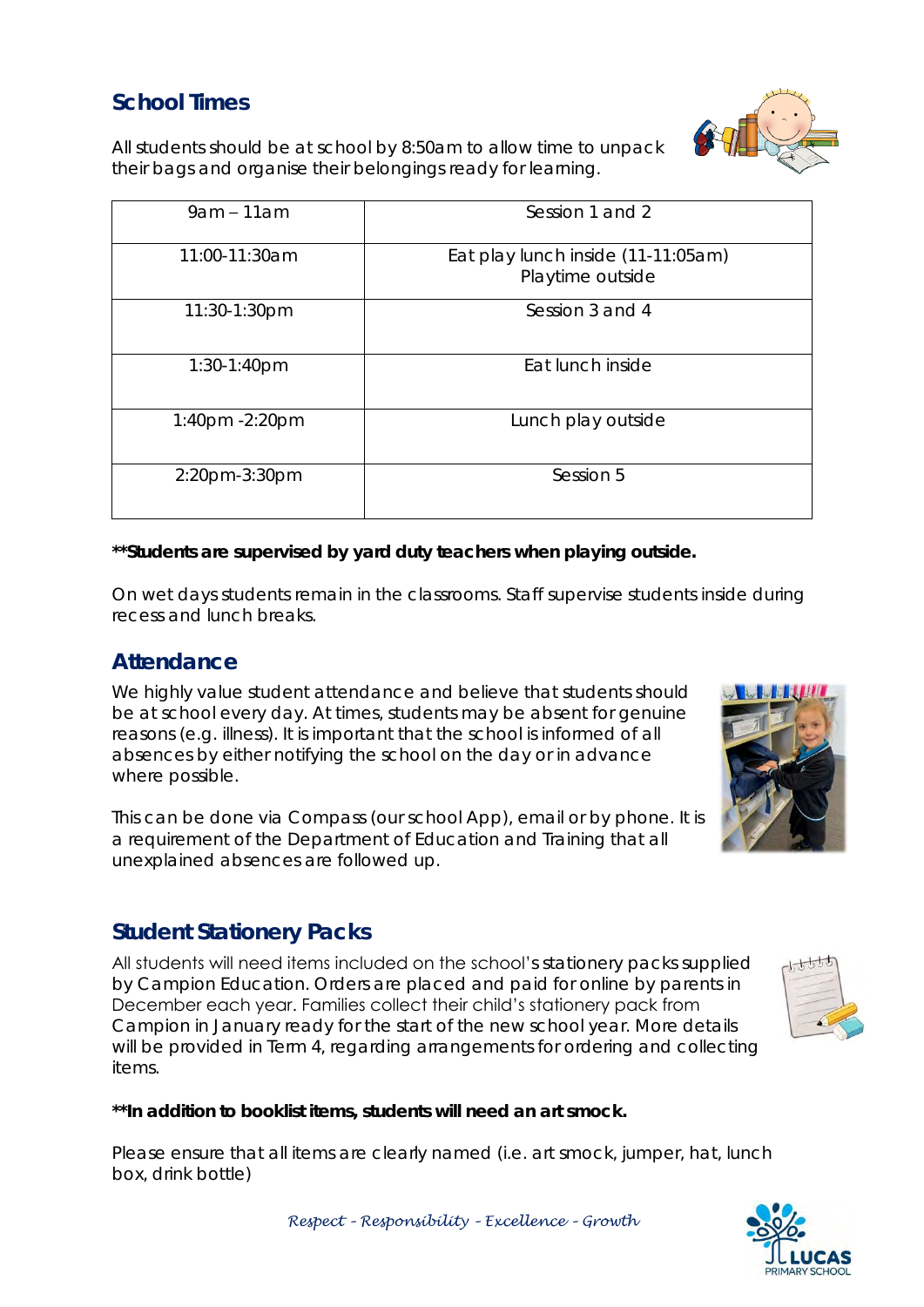## School Times

All students should be at school by 8:50am to allow time to unpack their bags and organise their belongings ready for learning.

| | |
|---|---|
| 9am – 11am | Session 1 and 2 |
| 11:00-11:30am | Eat play lunch inside (11-11:05am)<br>Playtime outside |
| 11:30-1:30pm | Session 3 and 4 |
| 1:30-1:40pm | Eat lunch inside |
| 1:40pm -2:20pm | Lunch play outside |
| 2:20pm-3:30pm | Session 5 |

**\*\*Students are supervised by yard duty teachers when playing outside.**

On wet days students remain in the classrooms. Staff supervise students inside during recess and lunch breaks.

## Attendance

We highly value student attendance and believe that students should be at school every day. At times, students may be absent for genuine reasons (e.g. illness). It is important that the school is informed of all absences by either notifying the school on the day or in advance where possible.

This can be done via Compass (our school App), email or by phone. It is a requirement of the Department of Education and Training that all unexplained absences are followed up.

## Student Stationery Packs

All students will need items included on the school's stationery packs supplied by Campion Education. Orders are placed and paid for online by parents in December each year. Families collect their child's stationery pack from Campion in January ready for the start of the new school year. More details will be provided in Term 4, regarding arrangements for ordering and collecting items.

**\*\*In addition to booklist items, students will need an art smock.**

Please ensure that all items are clearly named (i.e. art smock, jumper, hat, lunch box, drink bottle)

*Respect - Responsibility - Excellence - Growth*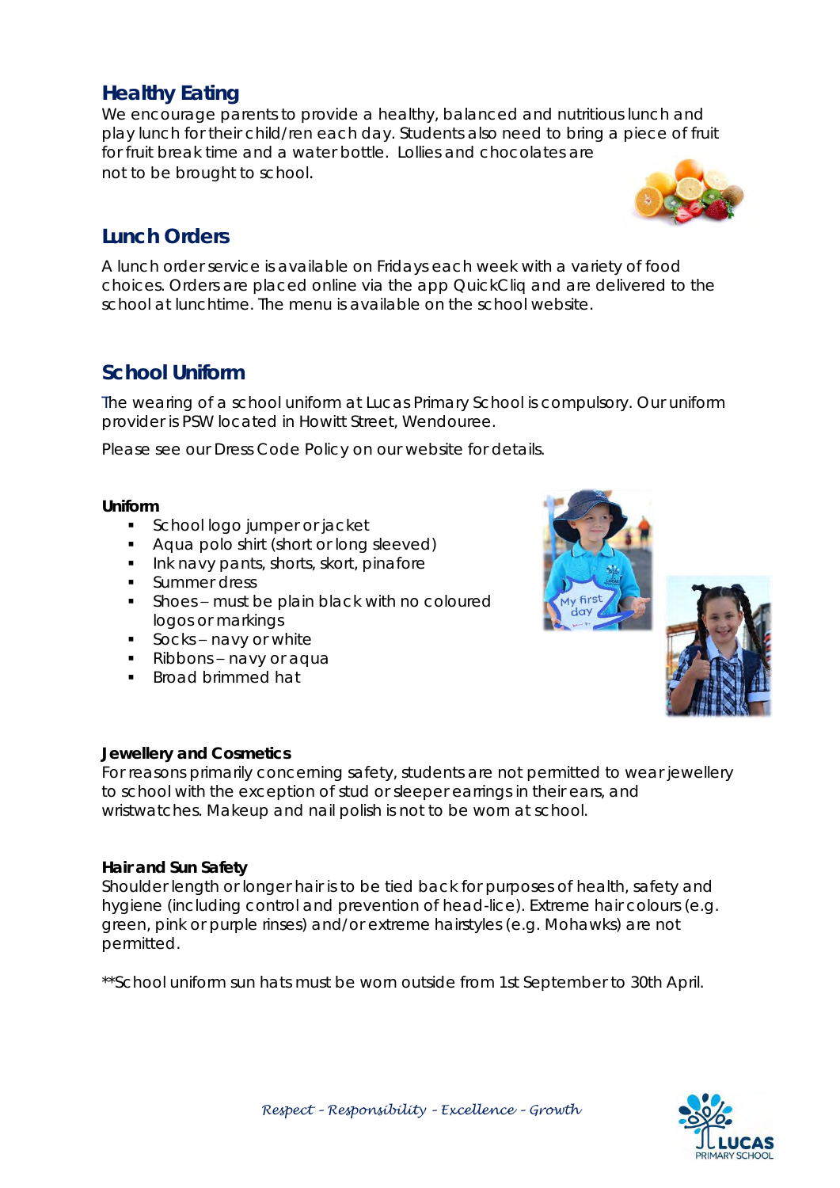## Healthy Eating

We encourage parents to provide a healthy, balanced and nutritious lunch and play lunch for their child/ren each day. Students also need to bring a piece of fruit for fruit break time and a water bottle. Lollies and chocolates are not to be brought to school.

## Lunch Orders

A lunch order service is available on Fridays each week with a variety of food choices. Orders are placed online via the app QuickCliq and are delivered to the school at lunchtime. The menu is available on the school website.

## School Uniform

The wearing of a school uniform at Lucas Primary School is compulsory. Our uniform provider is PSW located in Howitt Street, Wendouree.

Please see our Dress Code Policy on our website for details.

**Uniform**

- School logo jumper or jacket
- Aqua polo shirt (short or long sleeved)
- Ink navy pants, shorts, skort, pinafore
- Summer dress
- Shoes – must be plain black with no coloured logos or markings
- Socks – navy or white
- Ribbons – navy or aqua
- Broad brimmed hat

**Jewellery and Cosmetics**

For reasons primarily concerning safety, students are not permitted to wear jewellery to school with the exception of stud or sleeper earrings in their ears, and wristwatches. Makeup and nail polish is not to be worn at school.

**Hair and Sun Safety**

Shoulder length or longer hair is to be tied back for purposes of health, safety and hygiene (including control and prevention of head-lice). Extreme hair colours (e.g. green, pink or purple rinses) and/or extreme hairstyles (e.g. Mohawks) are not permitted.

**School uniform sun hats must be worn outside from 1st September to 30th April.

*Respect - Responsibility - Excellence - Growth*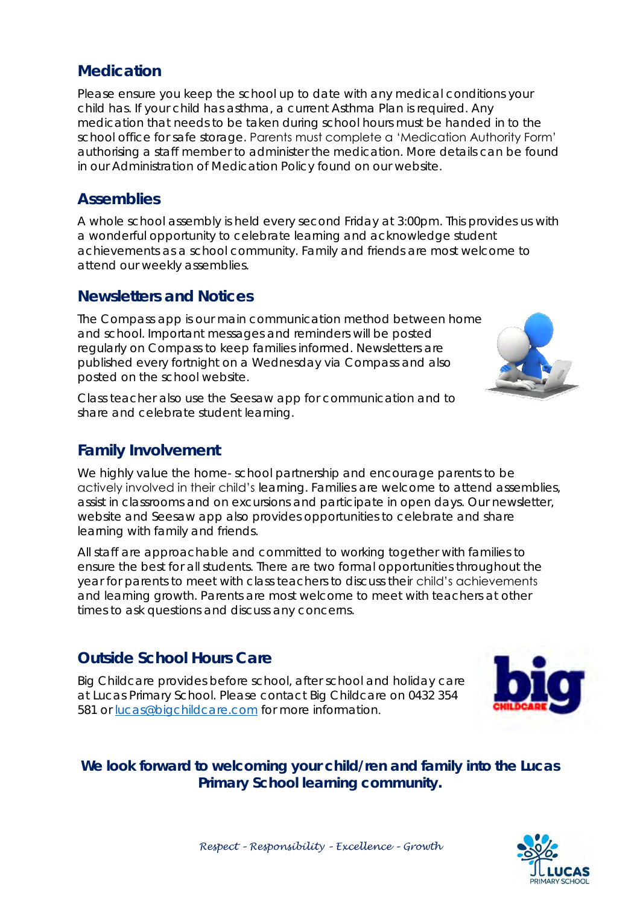## Medication

Please ensure you keep the school up to date with any medical conditions your child has. If your child has asthma, a current Asthma Plan is required. Any medication that needs to be taken during school hours must be handed in to the school office for safe storage. Parents must complete a 'Medication Authority Form' authorising a staff member to administer the medication. More details can be found in our Administration of Medication Policy found on our website.

## Assemblies

A whole school assembly is held every second Friday at 3:00pm. This provides us with a wonderful opportunity to celebrate learning and acknowledge student achievements as a school community. Family and friends are most welcome to attend our weekly assemblies.

## Newsletters and Notices

The Compass app is our main communication method between home and school. Important messages and reminders will be posted regularly on Compass to keep families informed. Newsletters are published every fortnight on a Wednesday via Compass and also posted on the school website.

Class teacher also use the Seesaw app for communication and to share and celebrate student learning.

## Family Involvement

We highly value the home- school partnership and encourage parents to be actively involved in their child's learning. Families are welcome to attend assemblies, assist in classrooms and on excursions and participate in open days. Our newsletter, website and Seesaw app also provides opportunities to celebrate and share learning with family and friends.

All staff are approachable and committed to working together with families to ensure the best for all students. There are two formal opportunities throughout the year for parents to meet with class teachers to discuss their child's achievements and learning growth. Parents are most welcome to meet with teachers at other times to ask questions and discuss any concerns.

## Outside School Hours Care

Big Childcare provides before school, after school and holiday care at Lucas Primary School. Please contact Big Childcare on 0432 354 581 or lucas@bigchildcare.com for more information.

**We look forward to welcoming your child/ren and family into the Lucas Primary School learning community.**

*Respect - Responsibility - Excellence - Growth*